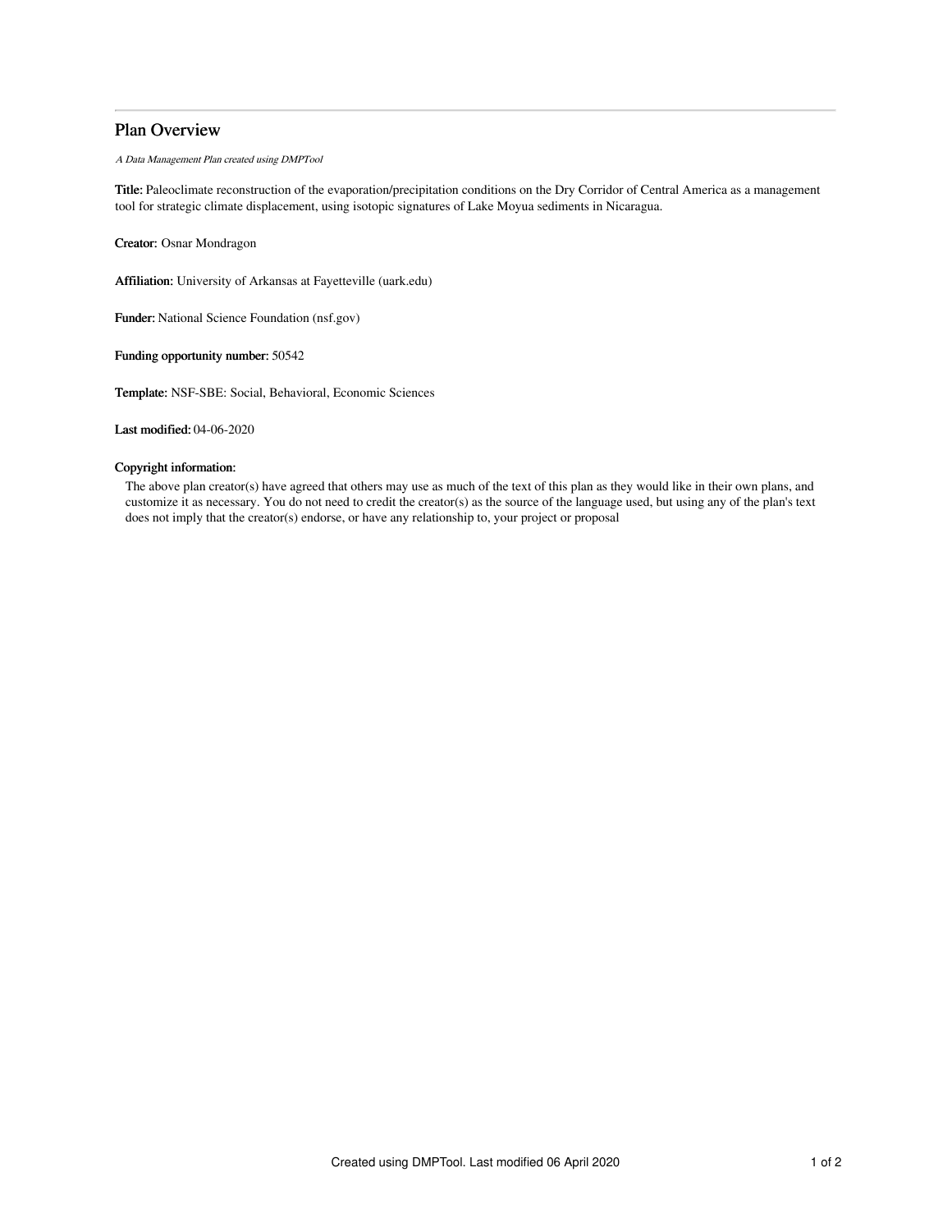# Plan Overview

*A Data Management Plan created using DMPTool*

**Title:** Paleoclimate reconstruction of the evaporation/precipitation conditions on the Dry Corridor of Central America as a management tool for strategic climate displacement, using isotopic signatures of Lake Moyua sediments in Nicaragua.

**Creator:** Osnar Mondragon

**Affiliation:** University of Arkansas at Fayetteville (uark.edu)

**Funder:** National Science Foundation (nsf.gov)

**Funding opportunity number:** 50542

**Template:** NSF-SBE: Social, Behavioral, Economic Sciences

**Last modified:** 04-06-2020

**Copyright information:**

The above plan creator(s) have agreed that others may use as much of the text of this plan as they would like in their own plans, and customize it as necessary. You do not need to credit the creator(s) as the source of the language used, but using any of the plan's text does not imply that the creator(s) endorse, or have any relationship to, your project or proposal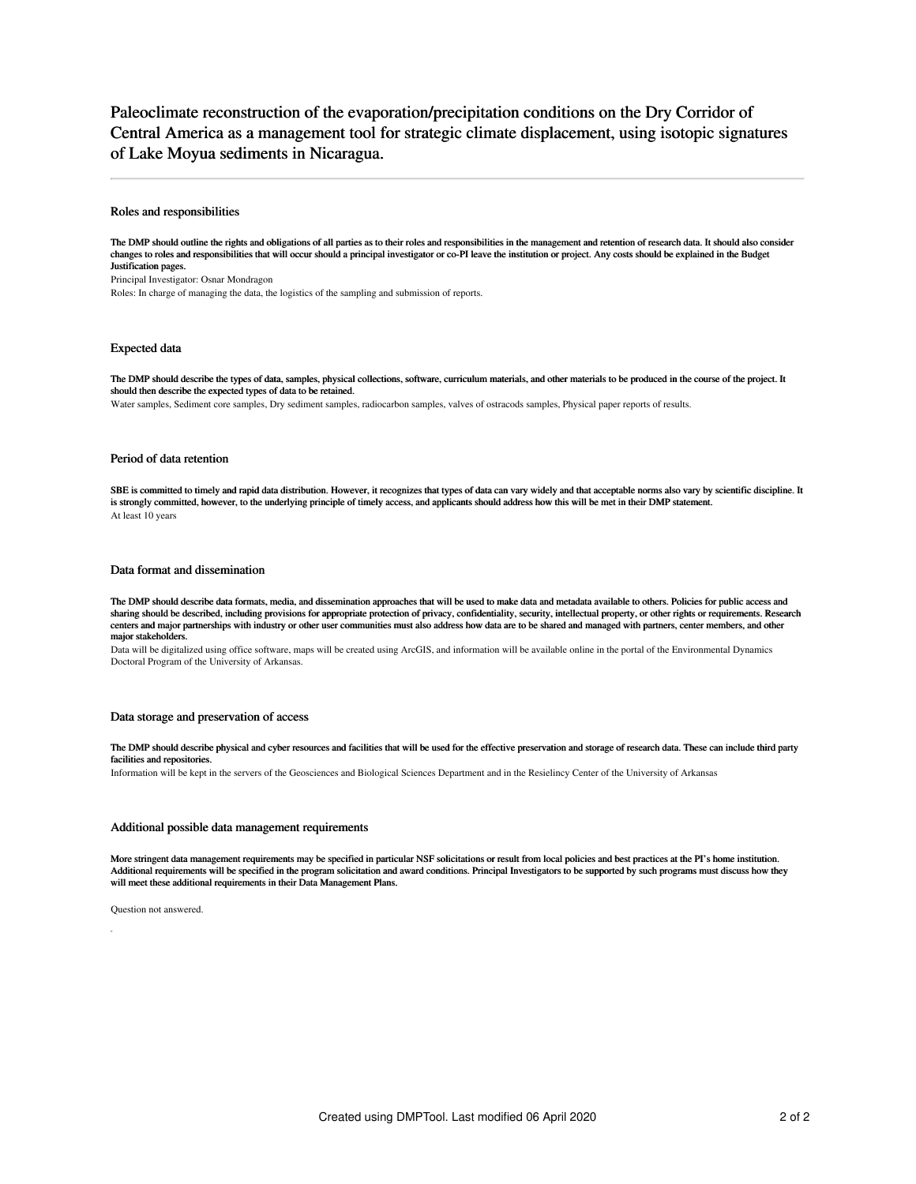# Paleoclimate reconstruction of the evaporation/precipitation conditions on the Dry Corridor of Central America as a management tool for strategic climate displacement, using isotopic signatures of Lake Moyua sediments in Nicaragua.

## Roles and responsibilities

**The DMP should outline the rights and obligations of all parties as to their roles and responsibilities in the management and retention of research data. It should also consider changes to roles and responsibilities that will occur should a principal investigator or co-PI leave the institution or project. Any costs should be explained in the Budget Justification pages.**

Principal Investigator: Osnar Mondragon

Roles: In charge of managing the data, the logistics of the sampling and submission of reports.

## Expected data

**The DMP should describe the types of data, samples, physical collections, software, curriculum materials, and other materials to be produced in the course of the project. It should then describe the expected types of data to be retained.**

Water samples, Sediment core samples, Dry sediment samples, radiocarbon samples, valves of ostracods samples, Physical paper reports of results.

## Period of data retention

**SBE is committed to timely and rapid data distribution. However, it recognizes that types of data can vary widely and that acceptable norms also vary by scientific discipline. It is strongly committed, however, to the underlying principle of timely access, and applicants should address how this will be met in their DMP statement.**

At least 10 years

## Data format and dissemination

**The DMP should describe data formats, media, and dissemination approaches that will be used to make data and metadata available to others. Policies for public access and sharing should be described, including provisions for appropriate protection of privacy, confidentiality, security, intellectual property, or other rights or requirements. Research centers and major partnerships with industry or other user communities must also address how data are to be shared and managed with partners, center members, and other major stakeholders.**

Data will be digitalized using office software, maps will be created using ArcGIS, and information will be available online in the portal of the Environmental Dynamics Doctoral Program of the University of Arkansas.

## Data storage and preservation of access

**The DMP should describe physical and cyber resources and facilities that will be used for the effective preservation and storage of research data. These can include third party facilities and repositories.**

Information will be kept in the servers of the Geosciences and Biological Sciences Department and in the Resielincy Center of the University of Arkansas

## Additional possible data management requirements

**More stringent data management requirements may be specified in particular NSF solicitations or result from local policies and best practices at the PI's home institution. Additional requirements will be specified in the program solicitation and award conditions. Principal Investigators to be supported by such programs must discuss how they will meet these additional requirements in their Data Management Plans.**

Question not answered.

Created using DMPTool. Last modified 06 April 2020